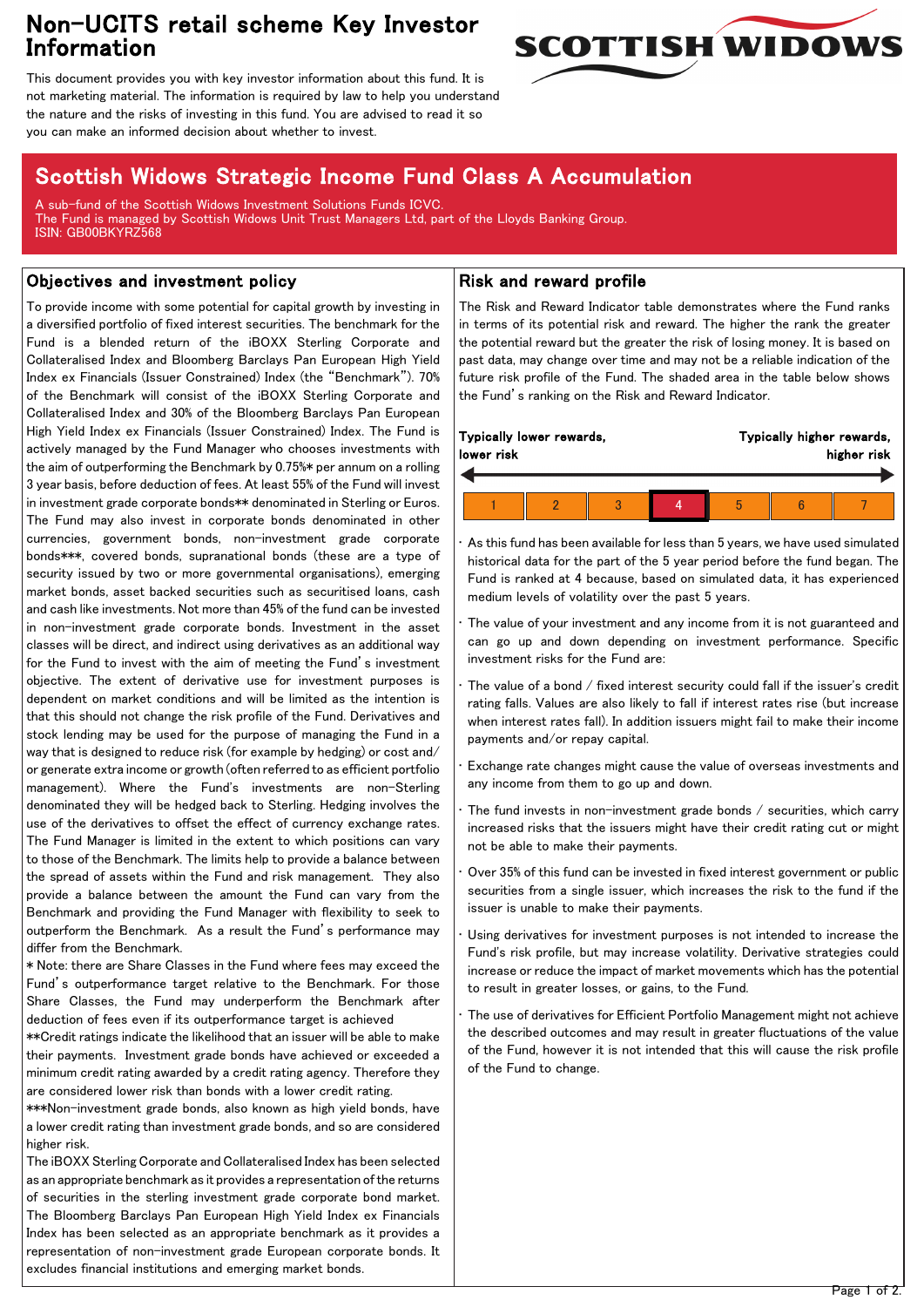# Non-UCITS retail scheme Key Investor Information

SCOTTISH WIDOWS

This document provides you with key investor information about this fund. It is not marketing material. The information is required by law to help you understand the nature and the risks of investing in this fund. You are advised to read it so you can make an informed decision about whether to invest.

## Scottish Widows Strategic Income Fund Class A Accumulation

A sub-fund of the Scottish Widows Investment Solutions Funds ICVC.
The Fund is managed by Scottish Widows Unit Trust Managers Ltd, part of the Lloyds Banking Group.
ISIN: GB00BKYRZ568

## Objectives and investment policy

To provide income with some potential for capital growth by investing in a diversified portfolio of fixed interest securities. The benchmark for the Fund is a blended return of the iBOXX Sterling Corporate and Collateralised Index and Bloomberg Barclays Pan European High Yield Index ex Financials (Issuer Constrained) Index (the "Benchmark"). 70% of the Benchmark will consist of the iBOXX Sterling Corporate and Collateralised Index and 30% of the Bloomberg Barclays Pan European High Yield Index ex Financials (Issuer Constrained) Index. The Fund is actively managed by the Fund Manager who chooses investments with the aim of outperforming the Benchmark by 0.75%* per annum on a rolling 3 year basis, before deduction of fees. At least 55% of the Fund will invest in investment grade corporate bonds** denominated in Sterling or Euros. The Fund may also invest in corporate bonds denominated in other currencies, government bonds, non-investment grade corporate bonds***, covered bonds, supranational bonds (these are a type of security issued by two or more governmental organisations), emerging market bonds, asset backed securities such as securitised loans, cash and cash like investments. Not more than 45% of the fund can be invested in non-investment grade corporate bonds. Investment in the asset classes will be direct, and indirect using derivatives as an additional way for the Fund to invest with the aim of meeting the Fund's investment objective. The extent of derivative use for investment purposes is dependent on market conditions and will be limited as the intention is that this should not change the risk profile of the Fund. Derivatives and stock lending may be used for the purpose of managing the Fund in a way that is designed to reduce risk (for example by hedging) or cost and/or generate extra income or growth (often referred to as efficient portfolio management). Where the Fund's investments are non-Sterling denominated they will be hedged back to Sterling. Hedging involves the use of the derivatives to offset the effect of currency exchange rates. The Fund Manager is limited in the extent to which positions can vary to those of the Benchmark. The limits help to provide a balance between the spread of assets within the Fund and risk management. They also provide a balance between the amount the Fund can vary from the Benchmark and providing the Fund Manager with flexibility to seek to outperform the Benchmark. As a result the Fund's performance may differ from the Benchmark.

* Note: there are Share Classes in the Fund where fees may exceed the Fund's outperformance target relative to the Benchmark. For those Share Classes, the Fund may underperform the Benchmark after deduction of fees even if its outperformance target is achieved

**Credit ratings indicate the likelihood that an issuer will be able to make their payments. Investment grade bonds have achieved or exceeded a minimum credit rating awarded by a credit rating agency. Therefore they are considered lower risk than bonds with a lower credit rating.

***Non-investment grade bonds, also known as high yield bonds, have a lower credit rating than investment grade bonds, and so are considered higher risk.

The iBOXX Sterling Corporate and Collateralised Index has been selected as an appropriate benchmark as it provides a representation of the returns of securities in the sterling investment grade corporate bond market. The Bloomberg Barclays Pan European High Yield Index ex Financials Index has been selected as an appropriate benchmark as it provides a representation of non-investment grade European corporate bonds. It excludes financial institutions and emerging market bonds.

## Risk and reward profile

The Risk and Reward Indicator table demonstrates where the Fund ranks in terms of its potential risk and reward. The higher the rank the greater the potential reward but the greater the risk of losing money. It is based on past data, may change over time and may not be a reliable indication of the future risk profile of the Fund. The shaded area in the table below shows the Fund's ranking on the Risk and Reward Indicator.

**Typically lower rewards, lower risk** ← → **Typically higher rewards, higher risk**

| 1 | 2 | 3 | **4** | 5 | 6 | 7 |
|---|---|---|---|---|---|---|

- As this fund has been available for less than 5 years, we have used simulated historical data for the part of the 5 year period before the fund began. The Fund is ranked at 4 because, based on simulated data, it has experienced medium levels of volatility over the past 5 years.
- The value of your investment and any income from it is not guaranteed and can go up and down depending on investment performance. Specific investment risks for the Fund are:
- The value of a bond / fixed interest security could fall if the issuer's credit rating falls. Values are also likely to fall if interest rates rise (but increase when interest rates fall). In addition issuers might fail to make their income payments and/or repay capital.
- Exchange rate changes might cause the value of overseas investments and any income from them to go up and down.
- The fund invests in non-investment grade bonds / securities, which carry increased risks that the issuers might have their credit rating cut or might not be able to make their payments.
- Over 35% of this fund can be invested in fixed interest government or public securities from a single issuer, which increases the risk to the fund if the issuer is unable to make their payments.
- Using derivatives for investment purposes is not intended to increase the Fund's risk profile, but may increase volatility. Derivative strategies could increase or reduce the impact of market movements which has the potential to result in greater losses, or gains, to the Fund.
- The use of derivatives for Efficient Portfolio Management might not achieve the described outcomes and may result in greater fluctuations of the value of the Fund, however it is not intended that this will cause the risk profile of the Fund to change.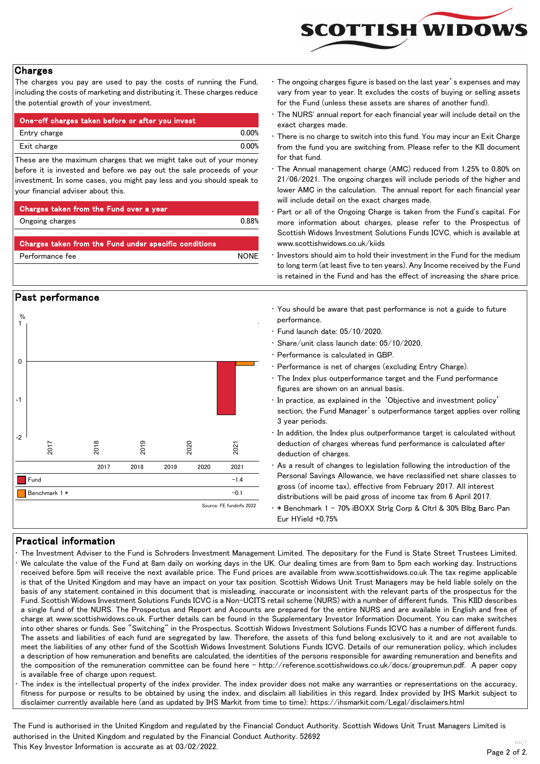## Charges

The charges you pay are used to pay the costs of running the Fund, including the costs of marketing and distributing it. These charges reduce the potential growth of your investment.

| One-off charges taken before or after you invest | |
|---|---|
| Entry charge | 0.00% |
| Exit charge | 0.00% |

These are the maximum charges that we might take out of your money before it is invested and before we pay out the sale proceeds of your investment. In some cases, you might pay less and you should speak to your financial adviser about this.

| Charges taken from the Fund over a year | |
|---|---|
| Ongoing charges | 0.88% |

| Charges taken from the Fund under specific conditions | |
|---|---|
| Performance fee | NONE |

- The ongoing charges figure is based on the last year's expenses and may vary from year to year. It excludes the costs of buying or selling assets for the Fund (unless these assets are shares of another fund).
- The NURS' annual report for each financial year will include detail on the exact charges made.
- There is no charge to switch into this fund. You may incur an Exit Charge from the fund you are switching from. Please refer to the KII document for that fund.
- The Annual management charge (AMC) reduced from 1.25% to 0.80% on 21/06/2021. The ongoing charges will include periods of the higher and lower AMC in the calculation. The annual report for each financial year will include detail on the exact charges made.
- Part or all of the Ongoing Charge is taken from the Fund's capital. For more information about charges, please refer to the Prospectus of Scottish Widows Investment Solutions Funds ICVC, which is available at www.scottishwidows.co.uk/kiids
- Investors should aim to hold their investment in the Fund for the medium to long term (at least five to ten years). Any Income received by the Fund is retained in the Fund and has the effect of increasing the share price.

## Past performance

%
1
0
-1
-2
2017 2018 2019 2020 2021

| | 2017 | 2018 | 2019 | 2020 | 2021 |
|---|---|---|---|---|---|
| Fund | | | | | -1.4 |
| Benchmark 1 * | | | | | -0.1 |

Source: FE fundinfo 2022

- You should be aware that past performance is not a guide to future performance.
- Fund launch date: 05/10/2020.
- Share/unit class launch date: 05/10/2020.
- Performance is calculated in GBP.
- Performance is net of charges (excluding Entry Charge).
- The Index plus outperformance target and the Fund performance figures are shown on an annual basis.
- In practice, as explained in the 'Objective and investment policy' section, the Fund Manager's outperformance target applies over rolling 3 year periods.
- In addition, the Index plus outperformance target is calculated without deduction of charges whereas fund performance is calculated after deduction of charges.
- As a result of changes to legislation following the introduction of the Personal Savings Allowance, we have reclassified net share classes to gross (of income tax), effective from February 2017. All interest distributions will be paid gross of income tax from 6 April 2017.
- * Benchmark 1 - 70% iBOXX Strlg Corp & Cltrl & 30% Blbg Barc Pan Eur HYield +0.75%

## Practical information

- The Investment Adviser to the Fund is Schroders Investment Management Limited. The depositary for the Fund is State Street Trustees Limited.
- We calculate the value of the Fund at 8am daily on working days in the UK. Our dealing times are from 9am to 5pm each working day. Instructions received before 5pm will receive the next available price. The Fund prices are available from www.scottishwidows.co.uk The tax regime applicable is that of the United Kingdom and may have an impact on your tax position. Scottish Widows Unit Trust Managers may be held liable solely on the basis of any statement contained in this document that is misleading, inaccurate or inconsistent with the relevant parts of the prospectus for the Fund. Scottish Widows Investment Solutions Funds ICVC is a Non-UCITS retail scheme (NURS) with a number of different funds. This KIID describes a single fund of the NURS. The Prospectus and Report and Accounts are prepared for the entire NURS and are available in English and free of charge at www.scottishwidows.co.uk. Further details can be found in the Supplementary Investor Information Document. You can make switches into other shares or funds. See "Switching" in the Prospectus. Scottish Widows Investment Solutions Funds ICVC has a number of different funds. The assets and liabilities of each fund are segregated by law. Therefore, the assets of this fund belong exclusively to it and are not available to meet the liabilities of any other fund of the Scottish Widows Investment Solutions Funds ICVC. Details of our remuneration policy, which includes a description of how remuneration and benefits are calculated, the identities of the persons responsible for awarding remuneration and benefits and the composition of the remuneration committee can be found here - http://reference.scottishwidows.co.uk/docs/groupremun.pdf. A paper copy is available free of charge upon request.
- The index is the intellectual property of the index provider. The index provider does not make any warranties or representations on the accuracy, fitness for purpose or results to be obtained by using the index, and disclaim all liabilities in this regard. Index provided by IHS Markit subject to disclaimer currently available here (and as updated by IHS Markit from time to time): https://ihsmarkit.com/Legal/disclaimers.html

The Fund is authorised in the United Kingdom and regulated by the Financial Conduct Authority. Scottish Widows Unit Trust Managers Limited is authorised in the United Kingdom and regulated by the Financial Conduct Authority. 52692

This Key Investor Information is accurate as at 03/02/2022.